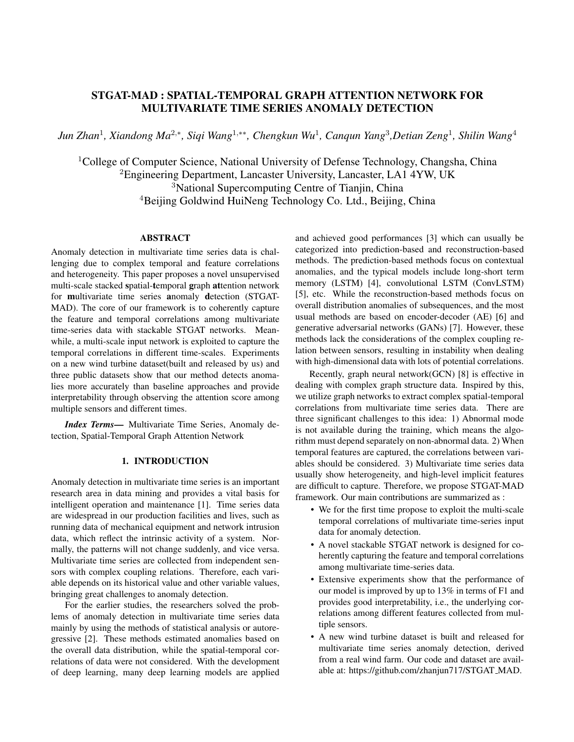# STGAT-MAD : SPATIAL-TEMPORAL GRAPH ATTENTION NETWORK FOR MULTIVARIATE TIME SERIES ANOMALY DETECTION

*Jun Zhan[1], Xiandong Ma[2,*], Siqi Wang[1,**], Chengkun Wu[1], Canqun Yang[3], Detian Zeng[1], Shilin Wang[4]*

[1]College of Computer Science, National University of Defense Technology, Changsha, China
[2]Engineering Department, Lancaster University, Lancaster, LA1 4YW, UK
[3]National Supercomputing Centre of Tianjin, China
[4]Beijing Goldwind HuiNeng Technology Co. Ltd., Beijing, China

## ABSTRACT

Anomaly detection in multivariate time series data is challenging due to complex temporal and feature correlations and heterogeneity. This paper proposes a novel unsupervised multi-scale stacked **s**patial-**t**emporal **g**raph **at**tention network for **m**ultivariate time series **a**nomaly **d**etection (STGAT-MAD). The core of our framework is to coherently capture the feature and temporal correlations among multivariate time-series data with stackable STGAT networks. Meanwhile, a multi-scale input network is exploited to capture the temporal correlations in different time-scales. Experiments on a new wind turbine dataset(built and released by us) and three public datasets show that our method detects anomalies more accurately than baseline approaches and provide interpretability through observing the attention score among multiple sensors and different times.

***Index Terms*—** Multivariate Time Series, Anomaly detection, Spatial-Temporal Graph Attention Network

## 1. INTRODUCTION

Anomaly detection in multivariate time series is an important research area in data mining and provides a vital basis for intelligent operation and maintenance [1]. Time series data are widespread in our production facilities and lives, such as running data of mechanical equipment and network intrusion data, which reflect the intrinsic activity of a system. Normally, the patterns will not change suddenly, and vice versa. Multivariate time series are collected from independent sensors with complex coupling relations. Therefore, each variable depends on its historical value and other variable values, bringing great challenges to anomaly detection.

For the earlier studies, the researchers solved the problems of anomaly detection in multivariate time series data mainly by using the methods of statistical analysis or autoregressive [2]. These methods estimated anomalies based on the overall data distribution, while the spatial-temporal correlations of data were not considered. With the development of deep learning, many deep learning models are applied and achieved good performances [3] which can usually be categorized into prediction-based and reconstruction-based methods. The prediction-based methods focus on contextual anomalies, and the typical models include long-short term memory (LSTM) [4], convolutional LSTM (ConvLSTM) [5], etc. While the reconstruction-based methods focus on overall distribution anomalies of subsequences, and the most usual methods are based on encoder-decoder (AE) [6] and generative adversarial networks (GANs) [7]. However, these methods lack the considerations of the complex coupling relation between sensors, resulting in instability when dealing with high-dimensional data with lots of potential correlations.

Recently, graph neural network(GCN) [8] is effective in dealing with complex graph structure data. Inspired by this, we utilize graph networks to extract complex spatial-temporal correlations from multivariate time series data. There are three significant challenges to this idea: 1) Abnormal mode is not available during the training, which means the algorithm must depend separately on non-abnormal data. 2) When temporal features are captured, the correlations between variables should be considered. 3) Multivariate time series data usually show heterogeneity, and high-level implicit features are difficult to capture. Therefore, we propose STGAT-MAD framework. Our main contributions are summarized as :

- We for the first time propose to exploit the multi-scale temporal correlations of multivariate time-series input data for anomaly detection.
- A novel stackable STGAT network is designed for coherently capturing the feature and temporal correlations among multivariate time-series data.
- Extensive experiments show that the performance of our model is improved by up to 13% in terms of F1 and provides good interpretability, i.e., the underlying correlations among different features collected from multiple sensors.
- A new wind turbine dataset is built and released for multivariate time series anomaly detection, derived from a real wind farm. Our code and dataset are available at: https://github.com/zhanjun717/STGAT_MAD.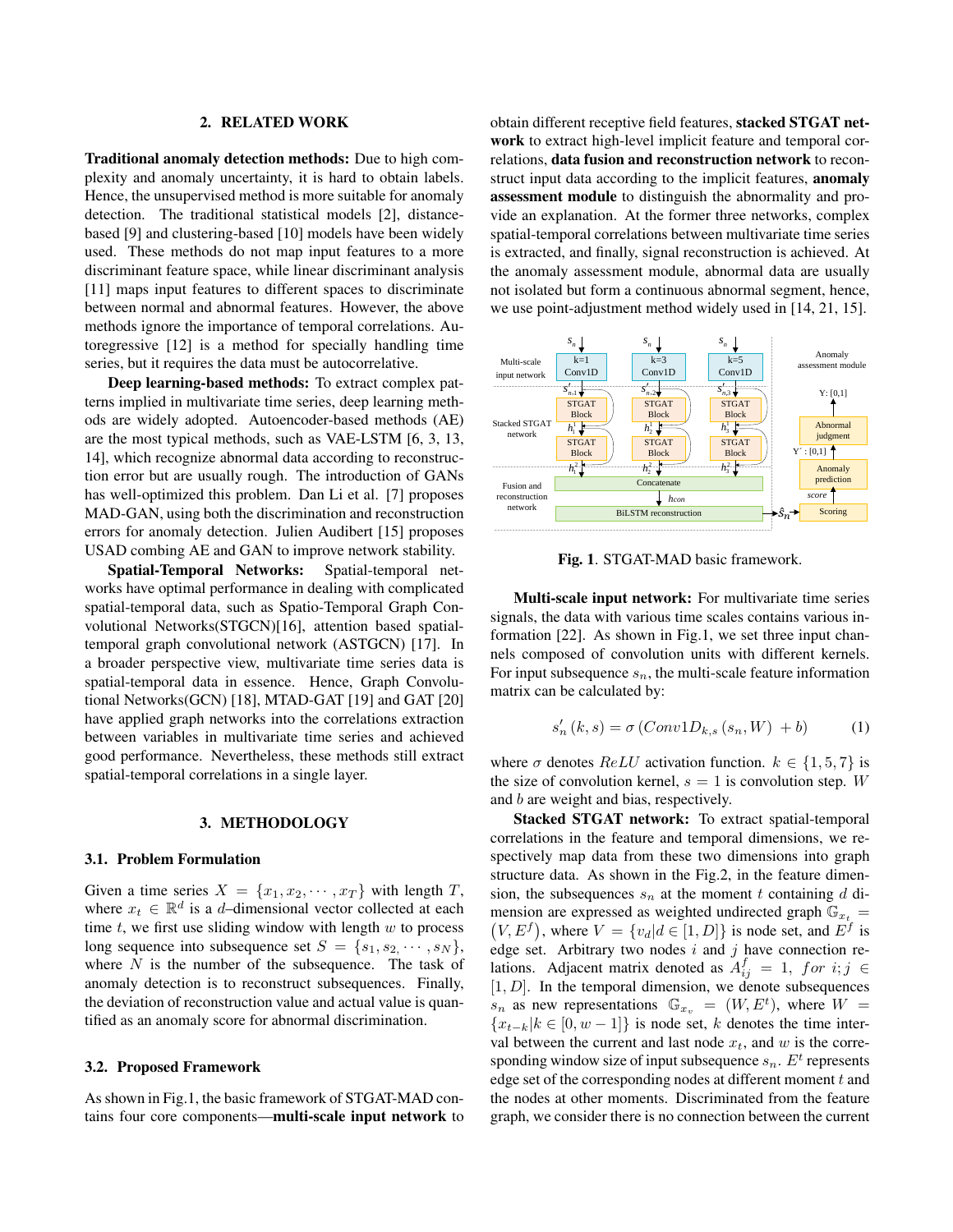## 2. RELATED WORK

**Traditional anomaly detection methods:** Due to high complexity and anomaly uncertainty, it is hard to obtain labels. Hence, the unsupervised method is more suitable for anomaly detection. The traditional statistical models [2], distance-based [9] and clustering-based [10] models have been widely used. These methods do not map input features to a more discriminant feature space, while linear discriminant analysis [11] maps input features to different spaces to discriminate between normal and abnormal features. However, the above methods ignore the importance of temporal correlations. Autoregressive [12] is a method for specially handling time series, but it requires the data must be autocorrelative.

**Deep learning-based methods:** To extract complex patterns implied in multivariate time series, deep learning methods are widely adopted. Autoencoder-based methods (AE) are the most typical methods, such as VAE-LSTM [6, 3, 13, 14], which recognize abnormal data according to reconstruction error but are usually rough. The introduction of GANs has well-optimized this problem. Dan Li et al. [7] proposes MAD-GAN, using both the discrimination and reconstruction errors for anomaly detection. Julien Audibert [15] proposes USAD combing AE and GAN to improve network stability.

**Spatial-Temporal Networks:** Spatial-temporal networks have optimal performance in dealing with complicated spatial-temporal data, such as Spatio-Temporal Graph Convolutional Networks(STGCN)[16], attention based spatial-temporal graph convolutional network (ASTGCN) [17]. In a broader perspective view, multivariate time series data is spatial-temporal data in essence. Hence, Graph Convolutional Networks(GCN) [18], MTAD-GAT [19] and GAT [20] have applied graph networks into the correlations extraction between variables in multivariate time series and achieved good performance. Nevertheless, these methods still extract spatial-temporal correlations in a single layer.

## 3. METHODOLOGY

### 3.1. Problem Formulation

Given a time series $X = \{x_1, x_2, \cdots, x_T\}$ with length $T$, where $x_t \in \mathbb{R}^d$ is a $d$–dimensional vector collected at each time $t$, we first use sliding window with length $w$ to process long sequence into subsequence set $S = \{s_1, s_2, \cdots, s_N\}$, where $N$ is the number of the subsequence. The task of anomaly detection is to reconstruct subsequences. Finally, the deviation of reconstruction value and actual value is quantified as an anomaly score for abnormal discrimination.

### 3.2. Proposed Framework

As shown in Fig.1, the basic framework of STGAT-MAD contains four core components—**multi-scale input network** to obtain different receptive field features, **stacked STGAT network** to extract high-level implicit feature and temporal correlations, **data fusion and reconstruction network** to reconstruct input data according to the implicit features, **anomaly assessment module** to distinguish the abnormality and provide an explanation. At the former three networks, complex spatial-temporal correlations between multivariate time series is extracted, and finally, signal reconstruction is achieved. At the anomaly assessment module, abnormal data are usually not isolated but form a continuous abnormal segment, hence, we use point-adjustment method widely used in [14, 21, 15].

**Fig. 1**. STGAT-MAD basic framework.

**Multi-scale input network:** For multivariate time series signals, the data with various time scales contains various information [22]. As shown in Fig.1, we set three input channels composed of convolution units with different kernels. For input subsequence $s_n$, the multi-scale feature information matrix can be calculated by:

$$s'_n(k, s) = \sigma\left(Conv1D_{k,s}\left(s_n, W\right) + b\right) \tag{1}$$

where $\sigma$ denotes $ReLU$ activation function. $k \in \{1, 5, 7\}$ is the size of convolution kernel, $s = 1$ is convolution step. $W$ and $b$ are weight and bias, respectively.

**Stacked STGAT network:** To extract spatial-temporal correlations in the feature and temporal dimensions, we respectively map data from these two dimensions into graph structure data. As shown in the Fig.2, in the feature dimension, the subsequences $s_n$ at the moment $t$ containing $d$ dimension are expressed as weighted undirected graph $\mathbb{G}_{x_t} = \left(V, E^f\right)$, where $V = \{v_d | d \in [1, D]\}$ is node set, and $E^f$ is edge set. Arbitrary two nodes $i$ and $j$ have connection relations. Adjacent matrix denoted as $A^f_{ij} = 1,\ for\ i; j \in [1, D]$. In the temporal dimension, we denote subsequences $s_n$ as new representations $\mathbb{G}_{x_v} = (W, E^t)$, where $W = \{x_{t-k} | k \in [0, w-1]\}$ is node set, $k$ denotes the time interval between the current and last node $x_t$, and $w$ is the corresponding window size of input subsequence $s_n$. $E^t$ represents edge set of the corresponding nodes at different moment $t$ and the nodes at other moments. Discriminated from the feature graph, we consider there is no connection between the current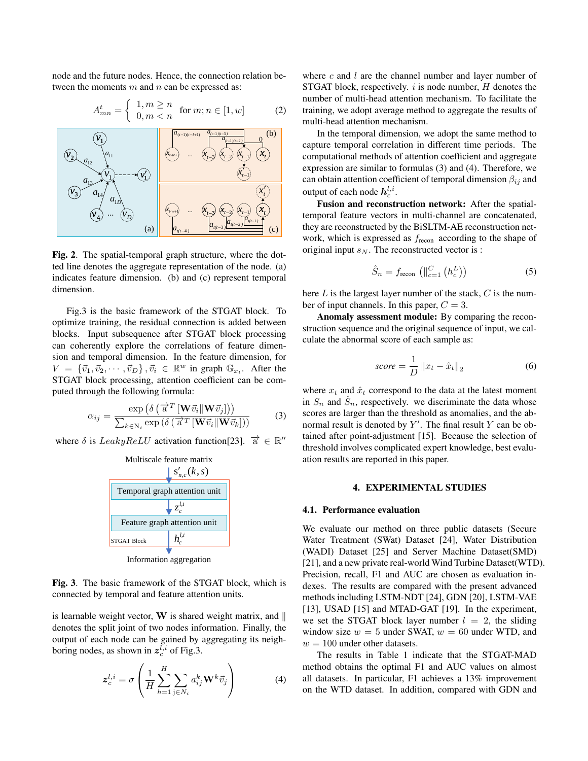node and the future nodes. Hence, the connection relation between the moments $m$ and $n$ can be expressed as:

$$A^t_{mn} = \begin{cases} 1, m \geq n \\ 0, m < n \end{cases} \quad \text{for } m; n \in [1, w] \tag{2}$$

**Fig. 2**. The spatial-temporal graph structure, where the dotted line denotes the aggregate representation of the node. (a) indicates feature dimension. (b) and (c) represent temporal dimension.

Fig.3 is the basic framework of the STGAT block. To optimize training, the residual connection is added between blocks. Input subsequence after STGAT block processing can coherently explore the correlations of feature dimension and temporal dimension. In the feature dimension, for $V = \{\vec{v}_1, \vec{v}_2, \cdots, \vec{v}_D\}, \vec{v}_i \in \mathbb{R}^w$ in graph $\mathbb{G}_{x_t}$. After the STGAT block processing, attention coefficient can be computed through the following formula:

$$\alpha_{ij} = \frac{\exp\left(\delta\left(\overrightarrow{a}^T\left[\mathbf{W}\vec{v}_i \| \mathbf{W}\vec{v}_j\right]\right)\right)}{\sum_{k\in \mathrm{N}_i} \exp\left(\delta\left(\overrightarrow{a}^T\left[\mathbf{W}\vec{v}_i \| \mathbf{W}\vec{v}_k\right]\right)\right)} \tag{3}$$

where $\delta$ is $LeakyReLU$ activation function[23]. $\overrightarrow{a} \in \mathbb{R}''$ is learnable weight vector, $\mathbf{W}$ is shared weight matrix, and $\|$ denotes the split joint of two nodes information. Finally, the output of each node can be gained by aggregating its neighboring nodes, as shown in $\boldsymbol{z}^{l,i}_c$ of Fig.3.

**Fig. 3**. The basic framework of the STGAT block, which is connected by temporal and feature attention units.

$$\boldsymbol{z}^{l,i}_c = \sigma\left(\frac{1}{H}\sum_{h=1}^{H}\sum_{\mathrm{j}\in N_i} a^k_{ij}\mathbf{W}^k\vec{v}_j\right) \tag{4}$$

where $c$ and $l$ are the channel number and layer number of STGAT block, respectively. $i$ is node number, $H$ denotes the number of multi-head attention mechanism. To facilitate the training, we adopt average method to aggregate the results of multi-head attention mechanism.

In the temporal dimension, we adopt the same method to capture temporal correlation in different time periods. The computational methods of attention coefficient and aggregate expression are similar to formulas (3) and (4). Therefore, we can obtain attention coefficient of temporal dimension $\beta_{ij}$ and output of each node $\boldsymbol{h}^{l,i}_c$.

**Fusion and reconstruction network:** After the spatial-temporal feature vectors in multi-channel are concatenated, they are reconstructed by the BiSLTM-AE reconstruction network, which is expressed as $f_{\text{recon}}$ according to the shape of original input $s_N$. The reconstructed vector is :

$$\hat{S}_n = f_{\text{recon}}\left(\|^C_{c=1}\left(h^L_c\right)\right) \tag{5}$$

here $L$ is the largest layer number of the stack, $C$ is the number of input channels. In this paper, $C = 3$.

**Anomaly assessment module:** By comparing the reconstruction sequence and the original sequence of input, we calculate the abnormal score of each sample as:

$$score = \frac{1}{D}\left\|x_t - \hat{x}_t\right\|_2 \tag{6}$$

where $x_t$ and $\hat{x}_t$ correspond to the data at the latest moment in $S_n$ and $\hat{S}_n$, respectively. we discriminate the data whose scores are larger than the threshold as anomalies, and the abnormal result is denoted by $Y'$. The final result $Y$ can be obtained after point-adjustment [15]. Because the selection of threshold involves complicated expert knowledge, best evaluation results are reported in this paper.

## 4. EXPERIMENTAL STUDIES

### 4.1. Performance evaluation

We evaluate our method on three public datasets (Secure Water Treatment (SWat) Dataset [24], Water Distribution (WADI) Dataset [25] and Server Machine Dataset(SMD) [21], and a new private real-world Wind Turbine Dataset(WTD). Precision, recall, F1 and AUC are chosen as evaluation indexes. The results are compared with the present advanced methods including LSTM-NDT [24], GDN [20], LSTM-VAE [13], USAD [15] and MTAD-GAT [19]. In the experiment, we set the STGAT block layer number $l = 2$, the sliding window size $w = 5$ under SWAT, $w = 60$ under WTD, and $w = 100$ under other datasets.

The results in Table 1 indicate that the STGAT-MAD method obtains the optimal F1 and AUC values on almost all datasets. In particular, F1 achieves a 13% improvement on the WTD dataset. In addition, compared with GDN and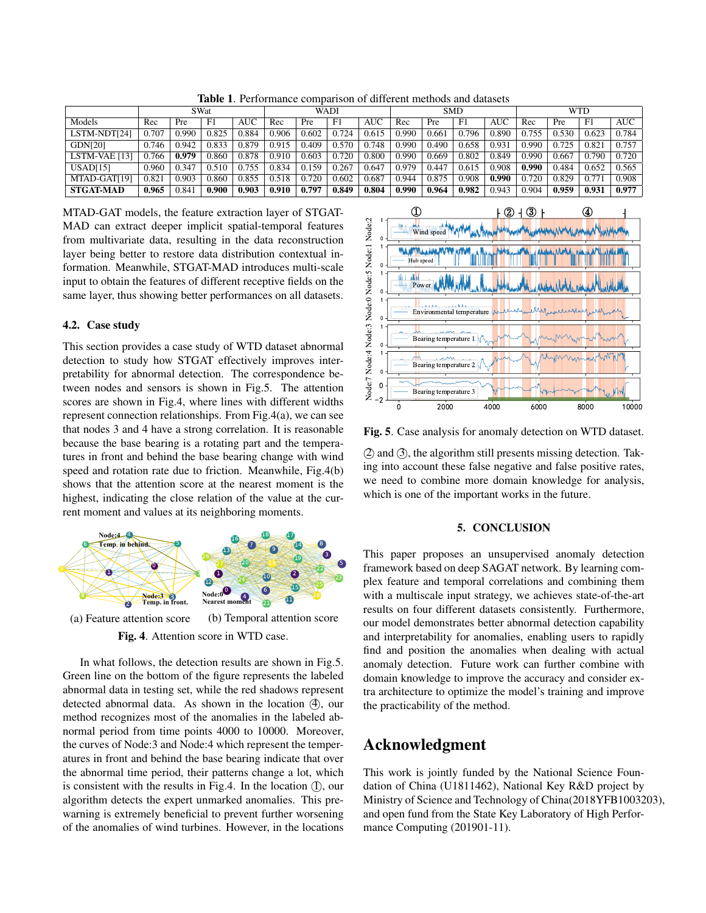**Table 1**. Performance comparison of different methods and datasets

| | SWat | | | | WADI | | | | SMD | | | | WTD | | | |
|---|---|---|---|---|---|---|---|---|---|---|---|---|---|---|---|---|
| Models | Rec | Pre | F1 | AUC | Rec | Pre | F1 | AUC | Rec | Pre | F1 | AUC | Rec | Pre | F1 | AUC |
| LSTM-NDT[24] | 0.707 | 0.990 | 0.825 | 0.884 | 0.906 | 0.602 | 0.724 | 0.615 | 0.990 | 0.661 | 0.796 | 0.890 | 0.755 | 0.530 | 0.623 | 0.784 |
| GDN[20] | 0.746 | 0.942 | 0.833 | 0.879 | 0.915 | 0.409 | 0.570 | 0.748 | 0.990 | 0.490 | 0.658 | 0.931 | 0.990 | 0.725 | 0.821 | 0.757 |
| LSTM-VAE [13] | 0.766 | **0.979** | 0.860 | 0.878 | 0.910 | 0.603 | 0.720 | 0.800 | 0.990 | 0.669 | 0.802 | 0.849 | 0.990 | 0.667 | 0.790 | 0.720 |
| USAD[15] | 0.960 | 0.347 | 0.510 | 0.755 | 0.834 | 0.159 | 0.267 | 0.647 | 0.979 | 0.447 | 0.615 | 0.908 | **0.990** | 0.484 | 0.652 | 0.565 |
| MTAD-GAT[19] | 0.821 | 0.903 | 0.860 | 0.855 | 0.518 | 0.720 | 0.602 | 0.687 | 0.944 | 0.875 | 0.908 | **0.990** | 0.720 | 0.829 | 0.771 | 0.908 |
| **STGAT-MAD** | **0.965** | 0.841 | **0.900** | **0.903** | **0.910** | **0.797** | **0.849** | **0.804** | **0.990** | **0.964** | **0.982** | 0.943 | 0.904 | **0.959** | **0.931** | **0.977** |

MTAD-GAT models, the feature extraction layer of STGAT-MAD can extract deeper implicit spatial-temporal features from multivariate data, resulting in the data reconstruction layer being better to restore data distribution contextual information. Meanwhile, STGAT-MAD introduces multi-scale input to obtain the features of different receptive fields on the same layer, thus showing better performances on all datasets.

## 4.2. Case study

This section provides a case study of WTD dataset abnormal detection to study how STGAT effectively improves interpretability for abnormal detection. The correspondence between nodes and sensors is shown in Fig.5. The attention scores are shown in Fig.4, where lines with different widths represent connection relationships. From Fig.4(a), we can see that nodes 3 and 4 have a strong correlation. It is reasonable because the base bearing is a rotating part and the temperatures in front and behind the base bearing change with wind speed and rotation rate due to friction. Meanwhile, Fig.4(b) shows that the attention score at the nearest moment is the highest, indicating the close relation of the value at the current moment and values at its neighboring moments.

(a) Feature attention score (b) Temporal attention score

**Fig. 4**. Attention score in WTD case.

In what follows, the detection results are shown in Fig.5. Green line on the bottom of the figure represents the labeled abnormal data in testing set, while the red shadows represent detected abnormal data. As shown in the location ④, our method recognizes most of the anomalies in the labeled abnormal period from time points 4000 to 10000. Moreover, the curves of Node:3 and Node:4 which represent the temperatures in front and behind the base bearing indicate that over the abnormal time period, their patterns change a lot, which is consistent with the results in Fig.4. In the location ①, our algorithm detects the expert unmarked anomalies. This prewarning is extremely beneficial to prevent further worsening of the anomalies of wind turbines. However, in the locations ② and ③, the algorithm still presents missing detection. Taking into account these false negative and false positive rates, we need to combine more domain knowledge for analysis, which is one of the important works in the future.

**Fig. 5**. Case analysis for anomaly detection on WTD dataset.

## 5. CONCLUSION

This paper proposes an unsupervised anomaly detection framework based on deep SAGAT network. By learning complex feature and temporal correlations and combining them with a multiscale input strategy, we achieves state-of-the-art results on four different datasets consistently. Furthermore, our model demonstrates better abnormal detection capability and interpretability for anomalies, enabling users to rapidly find and position the anomalies when dealing with actual anomaly detection. Future work can further combine with domain knowledge to improve the accuracy and consider extra architecture to optimize the model's training and improve the practicability of the method.

# Acknowledgment

This work is jointly funded by the National Science Foundation of China (U1811462), National Key R&D project by Ministry of Science and Technology of China(2018YFB1003203), and open fund from the State Key Laboratory of High Performance Computing (201901-11).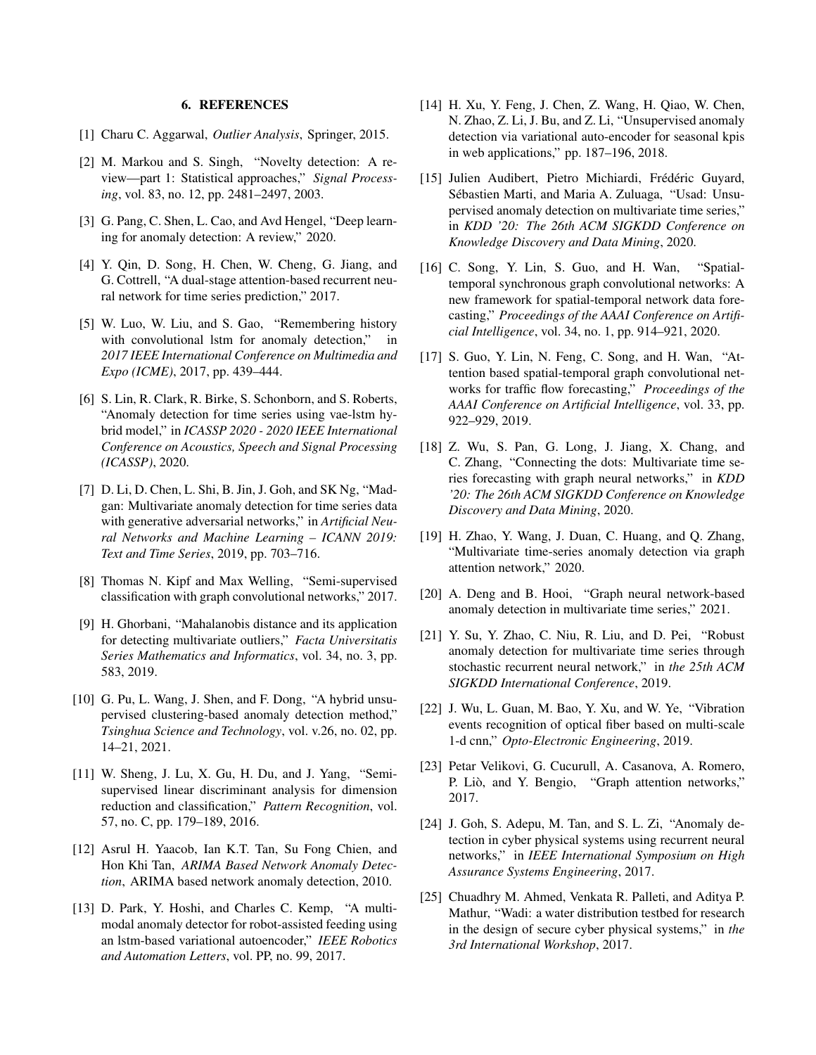# 6. REFERENCES

[1] Charu C. Aggarwal, *Outlier Analysis*, Springer, 2015.

[2] M. Markou and S. Singh, "Novelty detection: A review—part 1: Statistical approaches," *Signal Processing*, vol. 83, no. 12, pp. 2481–2497, 2003.

[3] G. Pang, C. Shen, L. Cao, and Avd Hengel, "Deep learning for anomaly detection: A review," 2020.

[4] Y. Qin, D. Song, H. Chen, W. Cheng, G. Jiang, and G. Cottrell, "A dual-stage attention-based recurrent neural network for time series prediction," 2017.

[5] W. Luo, W. Liu, and S. Gao, "Remembering history with convolutional lstm for anomaly detection," in *2017 IEEE International Conference on Multimedia and Expo (ICME)*, 2017, pp. 439–444.

[6] S. Lin, R. Clark, R. Birke, S. Schonborn, and S. Roberts, "Anomaly detection for time series using vae-lstm hybrid model," in *ICASSP 2020 - 2020 IEEE International Conference on Acoustics, Speech and Signal Processing (ICASSP)*, 2020.

[7] D. Li, D. Chen, L. Shi, B. Jin, J. Goh, and SK Ng, "Mad-gan: Multivariate anomaly detection for time series data with generative adversarial networks," in *Artificial Neural Networks and Machine Learning – ICANN 2019: Text and Time Series*, 2019, pp. 703–716.

[8] Thomas N. Kipf and Max Welling, "Semi-supervised classification with graph convolutional networks," 2017.

[9] H. Ghorbani, "Mahalanobis distance and its application for detecting multivariate outliers," *Facta Universitatis Series Mathematics and Informatics*, vol. 34, no. 3, pp. 583, 2019.

[10] G. Pu, L. Wang, J. Shen, and F. Dong, "A hybrid unsupervised clustering-based anomaly detection method," *Tsinghua Science and Technology*, vol. v.26, no. 02, pp. 14–21, 2021.

[11] W. Sheng, J. Lu, X. Gu, H. Du, and J. Yang, "Semi-supervised linear discriminant analysis for dimension reduction and classification," *Pattern Recognition*, vol. 57, no. C, pp. 179–189, 2016.

[12] Asrul H. Yaacob, Ian K.T. Tan, Su Fong Chien, and Hon Khi Tan, *ARIMA Based Network Anomaly Detection*, ARIMA based network anomaly detection, 2010.

[13] D. Park, Y. Hoshi, and Charles C. Kemp, "A multimodal anomaly detector for robot-assisted feeding using an lstm-based variational autoencoder," *IEEE Robotics and Automation Letters*, vol. PP, no. 99, 2017.

[14] H. Xu, Y. Feng, J. Chen, Z. Wang, H. Qiao, W. Chen, N. Zhao, Z. Li, J. Bu, and Z. Li, "Unsupervised anomaly detection via variational auto-encoder for seasonal kpis in web applications," pp. 187–196, 2018.

[15] Julien Audibert, Pietro Michiardi, Frédéric Guyard, Sébastien Marti, and Maria A. Zuluaga, "Usad: Unsupervised anomaly detection on multivariate time series," in *KDD '20: The 26th ACM SIGKDD Conference on Knowledge Discovery and Data Mining*, 2020.

[16] C. Song, Y. Lin, S. Guo, and H. Wan, "Spatial-temporal synchronous graph convolutional networks: A new framework for spatial-temporal network data forecasting," *Proceedings of the AAAI Conference on Artificial Intelligence*, vol. 34, no. 1, pp. 914–921, 2020.

[17] S. Guo, Y. Lin, N. Feng, C. Song, and H. Wan, "Attention based spatial-temporal graph convolutional networks for traffic flow forecasting," *Proceedings of the AAAI Conference on Artificial Intelligence*, vol. 33, pp. 922–929, 2019.

[18] Z. Wu, S. Pan, G. Long, J. Jiang, X. Chang, and C. Zhang, "Connecting the dots: Multivariate time series forecasting with graph neural networks," in *KDD '20: The 26th ACM SIGKDD Conference on Knowledge Discovery and Data Mining*, 2020.

[19] H. Zhao, Y. Wang, J. Duan, C. Huang, and Q. Zhang, "Multivariate time-series anomaly detection via graph attention network," 2020.

[20] A. Deng and B. Hooi, "Graph neural network-based anomaly detection in multivariate time series," 2021.

[21] Y. Su, Y. Zhao, C. Niu, R. Liu, and D. Pei, "Robust anomaly detection for multivariate time series through stochastic recurrent neural network," in *the 25th ACM SIGKDD International Conference*, 2019.

[22] J. Wu, L. Guan, M. Bao, Y. Xu, and W. Ye, "Vibration events recognition of optical fiber based on multi-scale 1-d cnn," *Opto-Electronic Engineering*, 2019.

[23] Petar Velikovi, G. Cucurull, A. Casanova, A. Romero, P. Liò, and Y. Bengio, "Graph attention networks," 2017.

[24] J. Goh, S. Adepu, M. Tan, and S. L. Zi, "Anomaly detection in cyber physical systems using recurrent neural networks," in *IEEE International Symposium on High Assurance Systems Engineering*, 2017.

[25] Chuadhry M. Ahmed, Venkata R. Palleti, and Aditya P. Mathur, "Wadi: a water distribution testbed for research in the design of secure cyber physical systems," in *the 3rd International Workshop*, 2017.